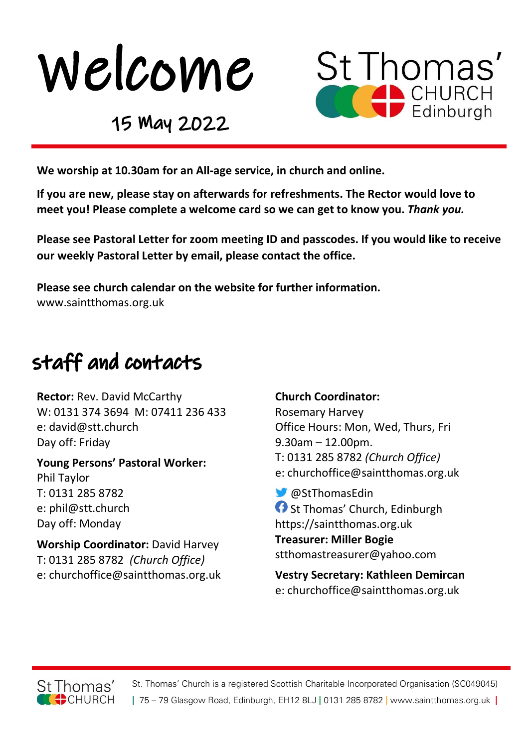# Welcome

## 15 May 2022

St Thomas' CHURCH Edinburgh

**We worship at 10.30am for an All-age service, in church and online.**

**If you are new, please stay on afterwards for refreshments. The Rector would love to meet you! Please complete a welcome card so we can get to know you.** ***Thank you.***

**Please see Pastoral Letter for zoom meeting ID and passcodes. If you would like to receive our weekly Pastoral Letter by email, please contact the office.**

**Please see church calendar on the website for further information.**
www.saintthomas.org.uk

## staff and contacts

**Rector:** Rev. David McCarthy
W: 0131 374 3694 M: 07411 236 433
e: david@stt.church
Day off: Friday

**Young Persons' Pastoral Worker:**
Phil Taylor
T: 0131 285 8782
e: phil@stt.church
Day off: Monday

**Worship Coordinator:** David Harvey
T: 0131 285 8782 *(Church Office)*
e: churchoffice@saintthomas.org.uk

**Church Coordinator:**
Rosemary Harvey
Office Hours: Mon, Wed, Thurs, Fri
9.30am – 12.00pm.
T: 0131 285 8782 *(Church Office)*
e: churchoffice@saintthomas.org.uk

@StThomasEdin
St Thomas' Church, Edinburgh
https://saintthomas.org.uk

**Treasurer: Miller Bogie**
stthomastreasurer@yahoo.com

**Vestry Secretary: Kathleen Demircan**
e: churchoffice@saintthomas.org.uk

St. Thomas' Church is a registered Scottish Charitable Incorporated Organisation (SC049045)
| 75 – 79 Glasgow Road, Edinburgh, EH12 8LJ | 0131 285 8782 | www.saintthomas.org.uk |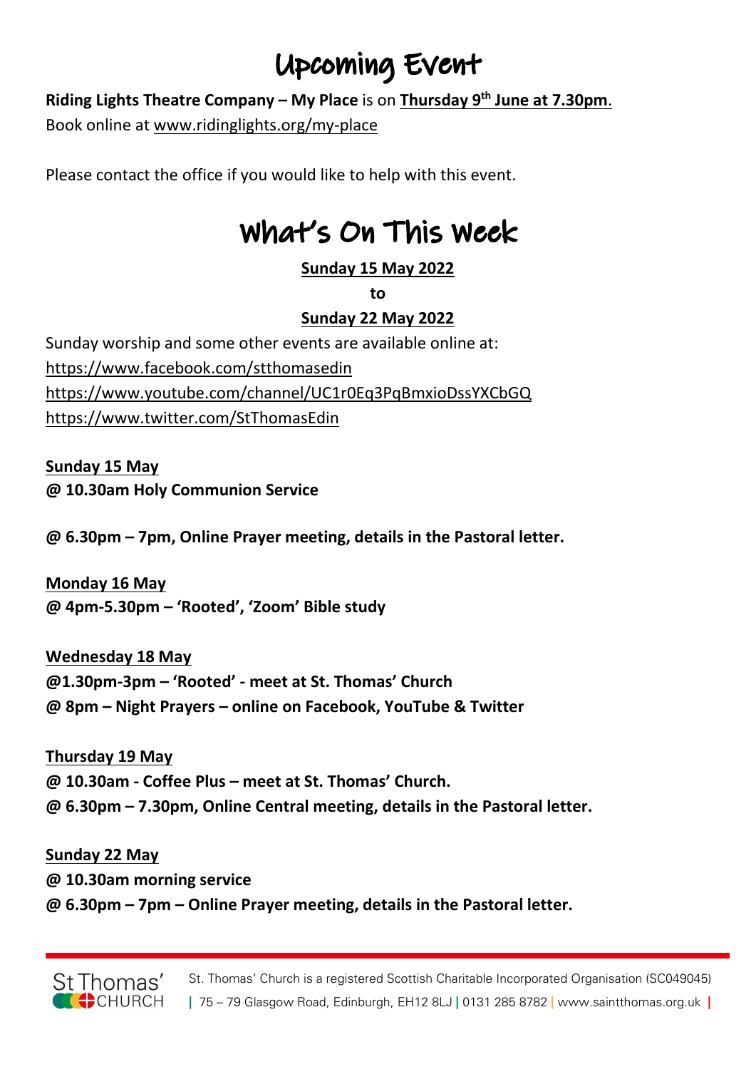# Upcoming Event

**Riding Lights Theatre Company – My Place** is on **Thursday 9th June at 7.30pm**.
Book online at www.ridinglights.org/my-place

Please contact the office if you would like to help with this event.

# What's On This Week

**Sunday 15 May 2022**

**to**

**Sunday 22 May 2022**

Sunday worship and some other events are available online at:
https://www.facebook.com/stthomasedin
https://www.youtube.com/channel/UC1r0Eq3PqBmxioDssYXCbGQ
https://www.twitter.com/StThomasEdin

**Sunday 15 May**
**@ 10.30am Holy Communion Service**

**@ 6.30pm – 7pm, Online Prayer meeting, details in the Pastoral letter.**

**Monday 16 May**
**@ 4pm-5.30pm – 'Rooted', 'Zoom' Bible study**

**Wednesday 18 May**
**@1.30pm-3pm – 'Rooted' - meet at St. Thomas' Church**
**@ 8pm – Night Prayers – online on Facebook, YouTube & Twitter**

**Thursday 19 May**
**@ 10.30am - Coffee Plus – meet at St. Thomas' Church.**
**@ 6.30pm – 7.30pm, Online Central meeting, details in the Pastoral letter.**

**Sunday 22 May**
**@ 10.30am morning service**
**@ 6.30pm – 7pm – Online Prayer meeting, details in the Pastoral letter.**

St Thomas' CHURCH

St. Thomas' Church is a registered Scottish Charitable Incorporated Organisation (SC049045) | 75 – 79 Glasgow Road, Edinburgh, EH12 8LJ | 0131 285 8782 | www.saintthomas.org.uk |